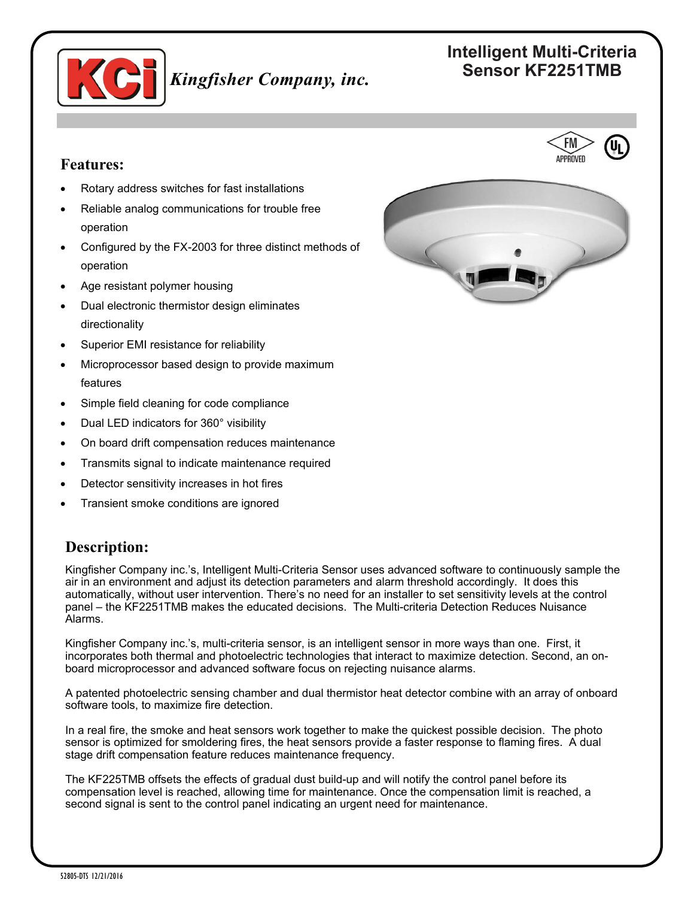**Kingfisher Company, inc.**

# Intelligent Multi-Criteria Sensor KF2251TMB

FM APPROVED

## Features:

- Rotary address switches for fast installations
- Reliable analog communications for trouble free operation
- Configured by the FX-2003 for three distinct methods of operation
- Age resistant polymer housing
- Dual electronic thermistor design eliminates directionality
- Superior EMI resistance for reliability
- Microprocessor based design to provide maximum features
- Simple field cleaning for code compliance
- Dual LED indicators for 360° visibility
- On board drift compensation reduces maintenance
- Transmits signal to indicate maintenance required
- Detector sensitivity increases in hot fires
- Transient smoke conditions are ignored

## Description:

Kingfisher Company inc.'s, Intelligent Multi-Criteria Sensor uses advanced software to continuously sample the air in an environment and adjust its detection parameters and alarm threshold accordingly. It does this automatically, without user intervention. There's no need for an installer to set sensitivity levels at the control panel – the KF2251TMB makes the educated decisions. The Multi-criteria Detection Reduces Nuisance Alarms.

Kingfisher Company inc.'s, multi-criteria sensor, is an intelligent sensor in more ways than one. First, it incorporates both thermal and photoelectric technologies that interact to maximize detection. Second, an on-board microprocessor and advanced software focus on rejecting nuisance alarms.

A patented photoelectric sensing chamber and dual thermistor heat detector combine with an array of onboard software tools, to maximize fire detection.

In a real fire, the smoke and heat sensors work together to make the quickest possible decision. The photo sensor is optimized for smoldering fires, the heat sensors provide a faster response to flaming fires. A dual stage drift compensation feature reduces maintenance frequency.

The KF225TMB offsets the effects of gradual dust build-up and will notify the control panel before its compensation level is reached, allowing time for maintenance. Once the compensation limit is reached, a second signal is sent to the control panel indicating an urgent need for maintenance.

52805-DTS 12/21/2016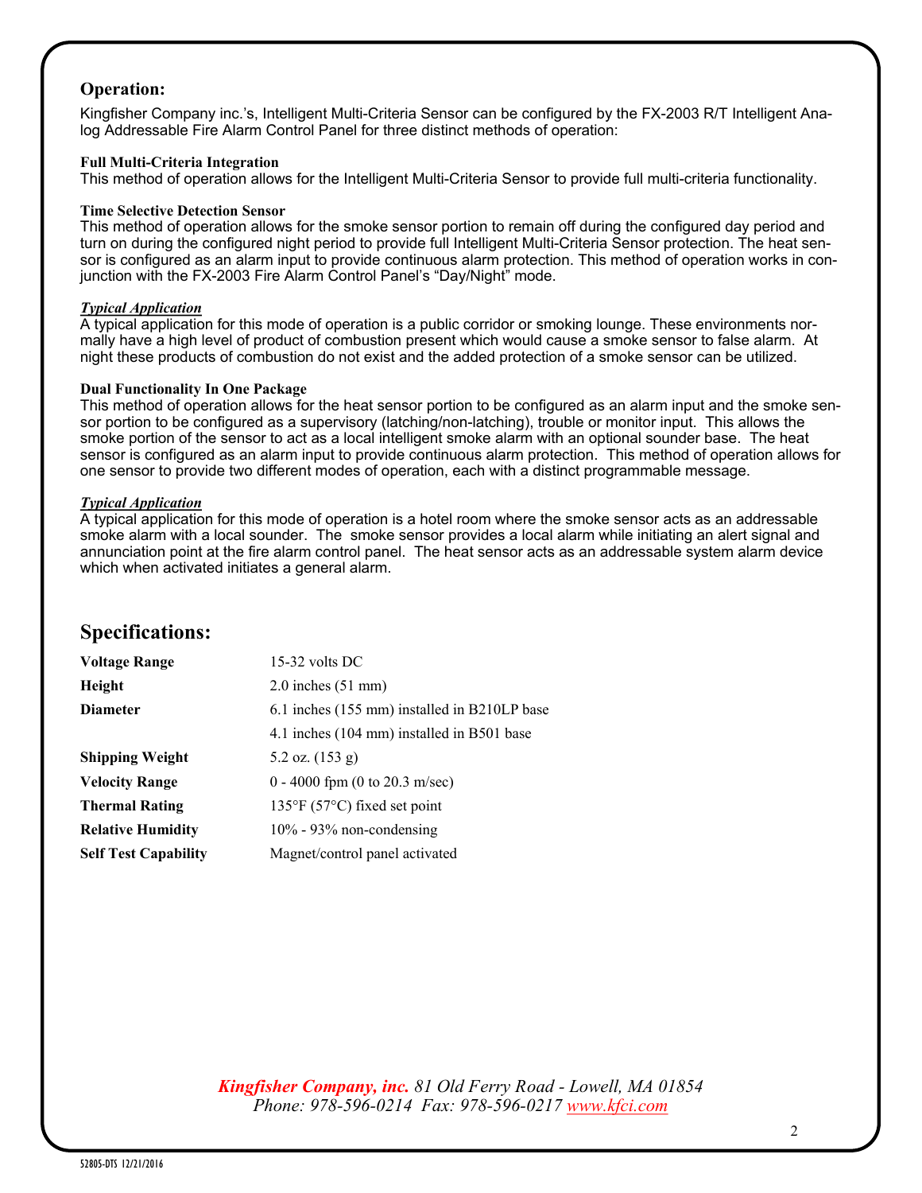## Operation:

Kingfisher Company inc.'s, Intelligent Multi-Criteria Sensor can be configured by the FX-2003 R/T Intelligent Analog Addressable Fire Alarm Control Panel for three distinct methods of operation:

**Full Multi-Criteria Integration**
This method of operation allows for the Intelligent Multi-Criteria Sensor to provide full multi-criteria functionality.

**Time Selective Detection Sensor**
This method of operation allows for the smoke sensor portion to remain off during the configured day period and turn on during the configured night period to provide full Intelligent Multi-Criteria Sensor protection. The heat sensor is configured as an alarm input to provide continuous alarm protection. This method of operation works in conjunction with the FX-2003 Fire Alarm Control Panel's "Day/Night" mode.

***Typical Application***
A typical application for this mode of operation is a public corridor or smoking lounge. These environments normally have a high level of product of combustion present which would cause a smoke sensor to false alarm. At night these products of combustion do not exist and the added protection of a smoke sensor can be utilized.

**Dual Functionality In One Package**
This method of operation allows for the heat sensor portion to be configured as an alarm input and the smoke sensor portion to be configured as a supervisory (latching/non-latching), trouble or monitor input. This allows the smoke portion of the sensor to act as a local intelligent smoke alarm with an optional sounder base. The heat sensor is configured as an alarm input to provide continuous alarm protection. This method of operation allows for one sensor to provide two different modes of operation, each with a distinct programmable message.

***Typical Application***
A typical application for this mode of operation is a hotel room where the smoke sensor acts as an addressable smoke alarm with a local sounder. The smoke sensor provides a local alarm while initiating an alert signal and annunciation point at the fire alarm control panel. The heat sensor acts as an addressable system alarm device which when activated initiates a general alarm.

## Specifications:

| | |
|---|---|
| **Voltage Range** | 15-32 volts DC |
| **Height** | 2.0 inches (51 mm) |
| **Diameter** | 6.1 inches (155 mm) installed in B210LP base |
| | 4.1 inches (104 mm) installed in B501 base |
| **Shipping Weight** | 5.2 oz. (153 g) |
| **Velocity Range** | 0 - 4000 fpm (0 to 20.3 m/sec) |
| **Thermal Rating** | 135°F (57°C) fixed set point |
| **Relative Humidity** | 10% - 93% non-condensing |
| **Self Test Capability** | Magnet/control panel activated |

*Kingfisher Company, inc. 81 Old Ferry Road - Lowell, MA 01854*
*Phone: 978-596-0214 Fax: 978-596-0217 www.kfci.com*

52805-DTS 12/21/2016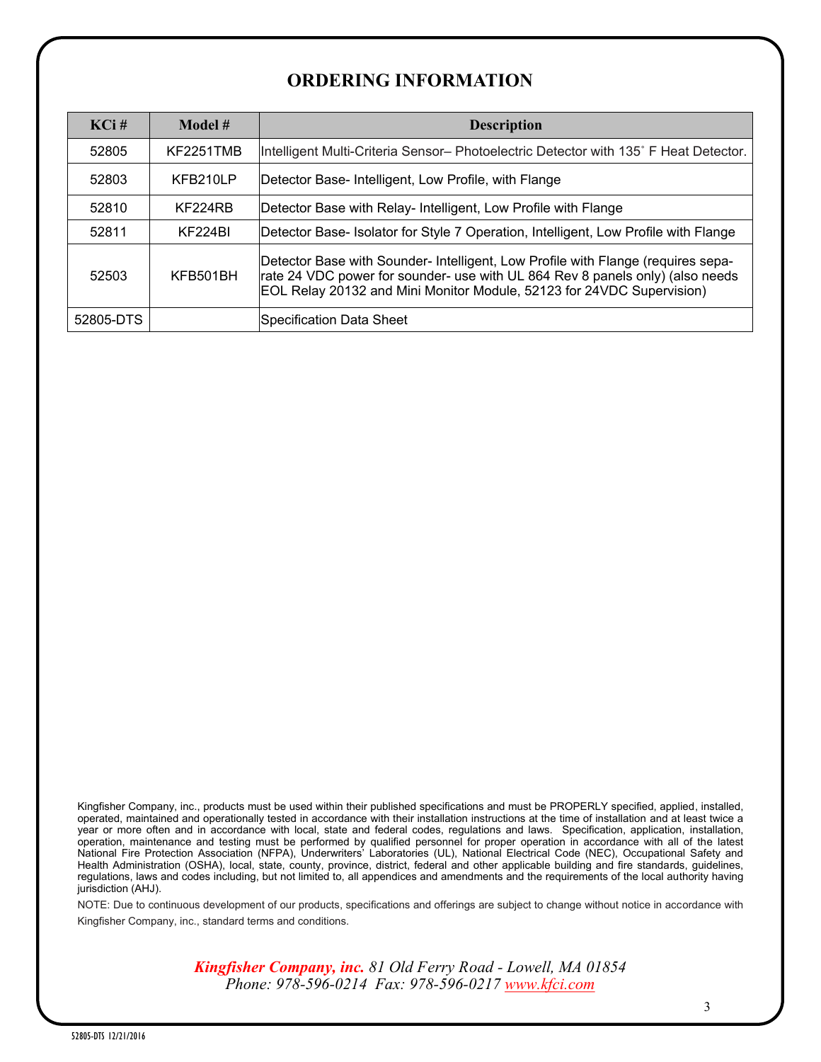## ORDERING INFORMATION

| KCi # | Model # | Description |
|---|---|---|
| 52805 | KF2251TMB | Intelligent Multi-Criteria Sensor– Photoelectric Detector with 135˚ F Heat Detector. |
| 52803 | KFB210LP | Detector Base- Intelligent, Low Profile, with Flange |
| 52810 | KF224RB | Detector Base with Relay- Intelligent, Low Profile with Flange |
| 52811 | KF224BI | Detector Base- Isolator for Style 7 Operation, Intelligent, Low Profile with Flange |
| 52503 | KFB501BH | Detector Base with Sounder- Intelligent, Low Profile with Flange (requires separate 24 VDC power for sounder- use with UL 864 Rev 8 panels only) (also needs EOL Relay 20132 and Mini Monitor Module, 52123 for 24VDC Supervision) |
| 52805-DTS | | Specification Data Sheet |

Kingfisher Company, inc., products must be used within their published specifications and must be PROPERLY specified, applied, installed, operated, maintained and operationally tested in accordance with their installation instructions at the time of installation and at least twice a year or more often and in accordance with local, state and federal codes, regulations and laws. Specification, application, installation, operation, maintenance and testing must be performed by qualified personnel for proper operation in accordance with all of the latest National Fire Protection Association (NFPA), Underwriters' Laboratories (UL), National Electrical Code (NEC), Occupational Safety and Health Administration (OSHA), local, state, county, province, district, federal and other applicable building and fire standards, guidelines, regulations, laws and codes including, but not limited to, all appendices and amendments and the requirements of the local authority having jurisdiction (AHJ).

NOTE: Due to continuous development of our products, specifications and offerings are subject to change without notice in accordance with Kingfisher Company, inc., standard terms and conditions.

***Kingfisher Company, inc.*** *81 Old Ferry Road - Lowell, MA 01854*
*Phone: 978-596-0214 Fax: 978-596-0217 www.kfci.com*

52805-DTS 12/21/2016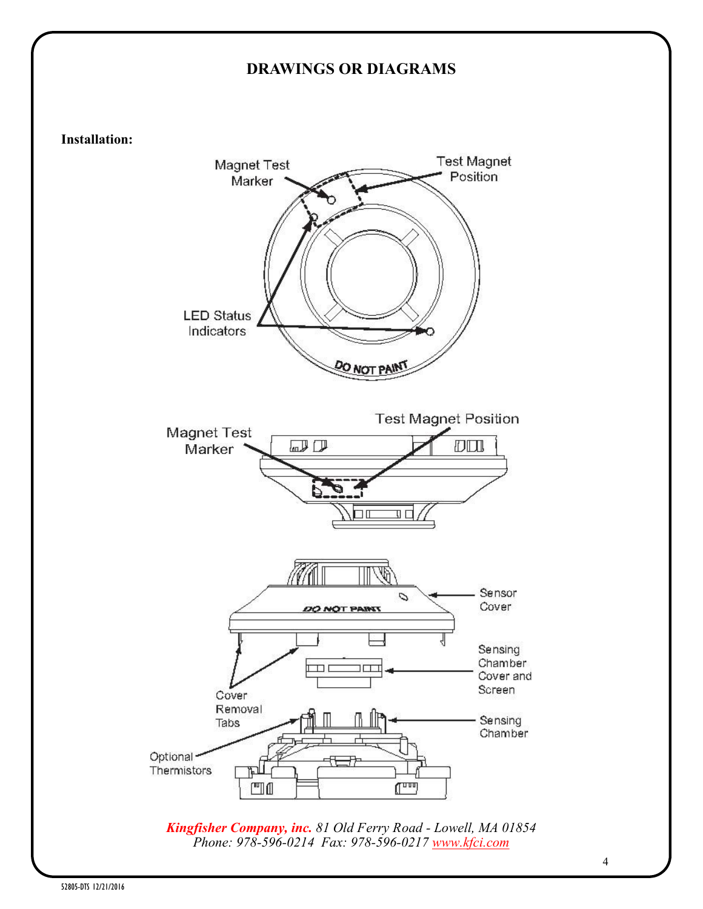## DRAWINGS OR DIAGRAMS

**Installation:**

Magnet Test Marker

Test Magnet Position

LED Status Indicators

DO NOT PAINT

Magnet Test Marker

Test Magnet Position

DO NOT PAINT

Sensor Cover

Sensing Chamber Cover and Screen

Cover Removal Tabs

Sensing Chamber

Optional Thermistors

***Kingfisher Company, inc.*** *81 Old Ferry Road - Lowell, MA 01854*
*Phone: 978-596-0214 Fax: 978-596-0217* *www.kfci.com*

52805-DTS 12/21/2016